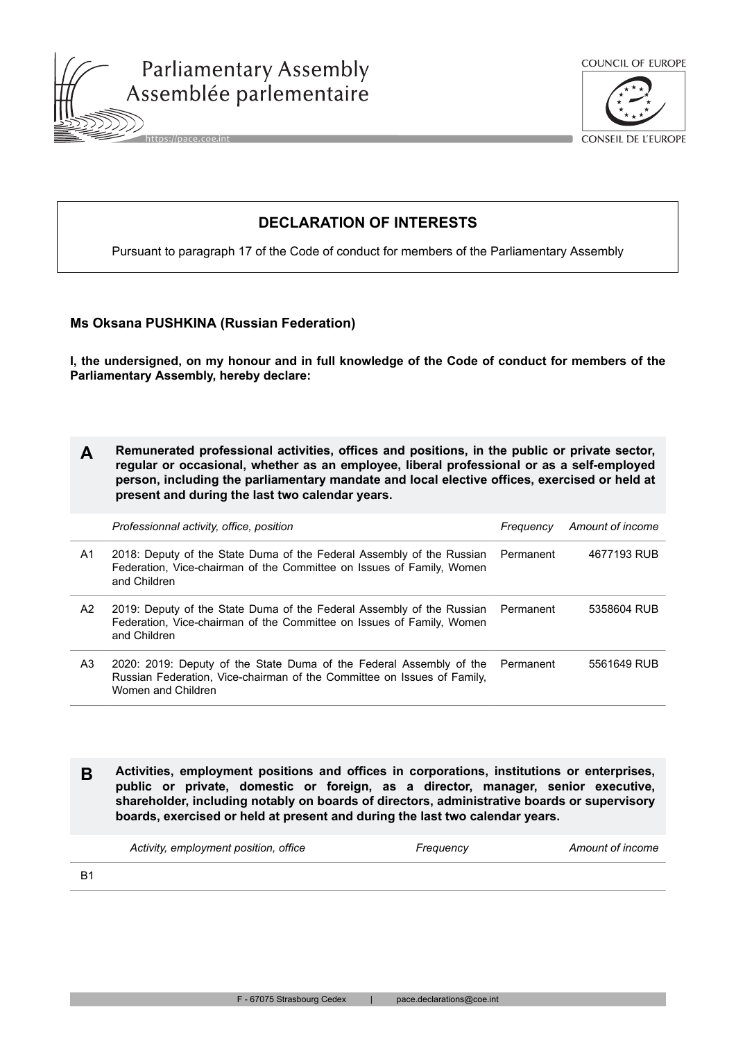Parliamentary Assembly
Assemblée parlementaire

COUNCIL OF EUROPE
CONSEIL DE L'EUROPE

## DECLARATION OF INTERESTS

Pursuant to paragraph 17 of the Code of conduct for members of the Parliamentary Assembly

**Ms Oksana PUSHKINA (Russian Federation)**

**I, the undersigned, on my honour and in full knowledge of the Code of conduct for members of the Parliamentary Assembly, hereby declare:**

### A Remunerated professional activities, offices and positions, in the public or private sector, regular or occasional, whether as an employee, liberal professional or as a self-employed person, including the parliamentary mandate and local elective offices, exercised or held at present and during the last two calendar years.

| | *Professionnal activity, office, position* | *Frequency* | *Amount of income* |
|---|---|---|---|
| A1 | 2018: Deputy of the State Duma of the Federal Assembly of the Russian Federation, Vice-chairman of the Committee on Issues of Family, Women and Children | Permanent | 4677193 RUB |
| A2 | 2019: Deputy of the State Duma of the Federal Assembly of the Russian Federation, Vice-chairman of the Committee on Issues of Family, Women and Children | Permanent | 5358604 RUB |
| A3 | 2020: 2019: Deputy of the State Duma of the Federal Assembly of the Russian Federation, Vice-chairman of the Committee on Issues of Family, Women and Children | Permanent | 5561649 RUB |

### B Activities, employment positions and offices in corporations, institutions or enterprises, public or private, domestic or foreign, as a director, manager, senior executive, shareholder, including notably on boards of directors, administrative boards or supervisory boards, exercised or held at present and during the last two calendar years.

| | *Activity, employment position, office* | *Frequency* | *Amount of income* |
|---|---|---|---|
| B1 | | | |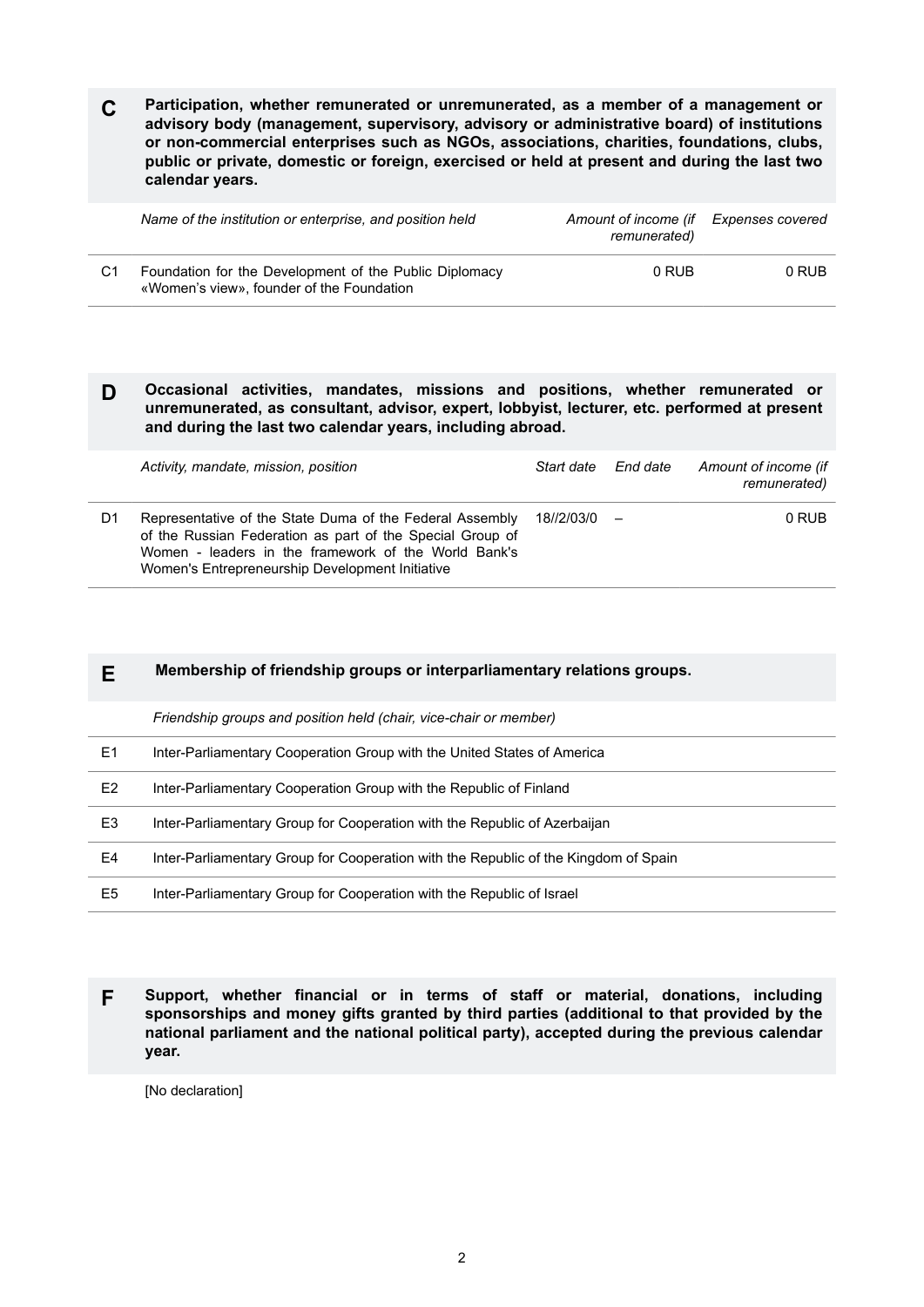## C Participation, whether remunerated or unremunerated, as a member of a management or advisory body (management, supervisory, advisory or administrative board) of institutions or non-commercial enterprises such as NGOs, associations, charities, foundations, clubs, public or private, domestic or foreign, exercised or held at present and during the last two calendar years.

| | *Name of the institution or enterprise, and position held* | *Amount of income (if remunerated)* | *Expenses covered* |
|---|---|---|---|
| C1 | Foundation for the Development of the Public Diplomacy «Women's view», founder of the Foundation | 0 RUB | 0 RUB |

## D Occasional activities, mandates, missions and positions, whether remunerated or unremunerated, as consultant, advisor, expert, lobbyist, lecturer, etc. performed at present and during the last two calendar years, including abroad.

| | *Activity, mandate, mission, position* | *Start date* | *End date* | *Amount of income (if remunerated)* |
|---|---|---|---|---|
| D1 | Representative of the State Duma of the Federal Assembly of the Russian Federation as part of the Special Group of Women - leaders in the framework of the World Bank's Women's Entrepreneurship Development Initiative | 18//2/03/0 | – | 0 RUB |

## E Membership of friendship groups or interparliamentary relations groups.

| | *Friendship groups and position held (chair, vice-chair or member)* |
|---|---|
| E1 | Inter-Parliamentary Cooperation Group with the United States of America |
| E2 | Inter-Parliamentary Cooperation Group with the Republic of Finland |
| E3 | Inter-Parliamentary Group for Cooperation with the Republic of Azerbaijan |
| E4 | Inter-Parliamentary Group for Cooperation with the Republic of the Kingdom of Spain |
| E5 | Inter-Parliamentary Group for Cooperation with the Republic of Israel |

## F Support, whether financial or in terms of staff or material, donations, including sponsorships and money gifts granted by third parties (additional to that provided by the national parliament and the national political party), accepted during the previous calendar year.

[No declaration]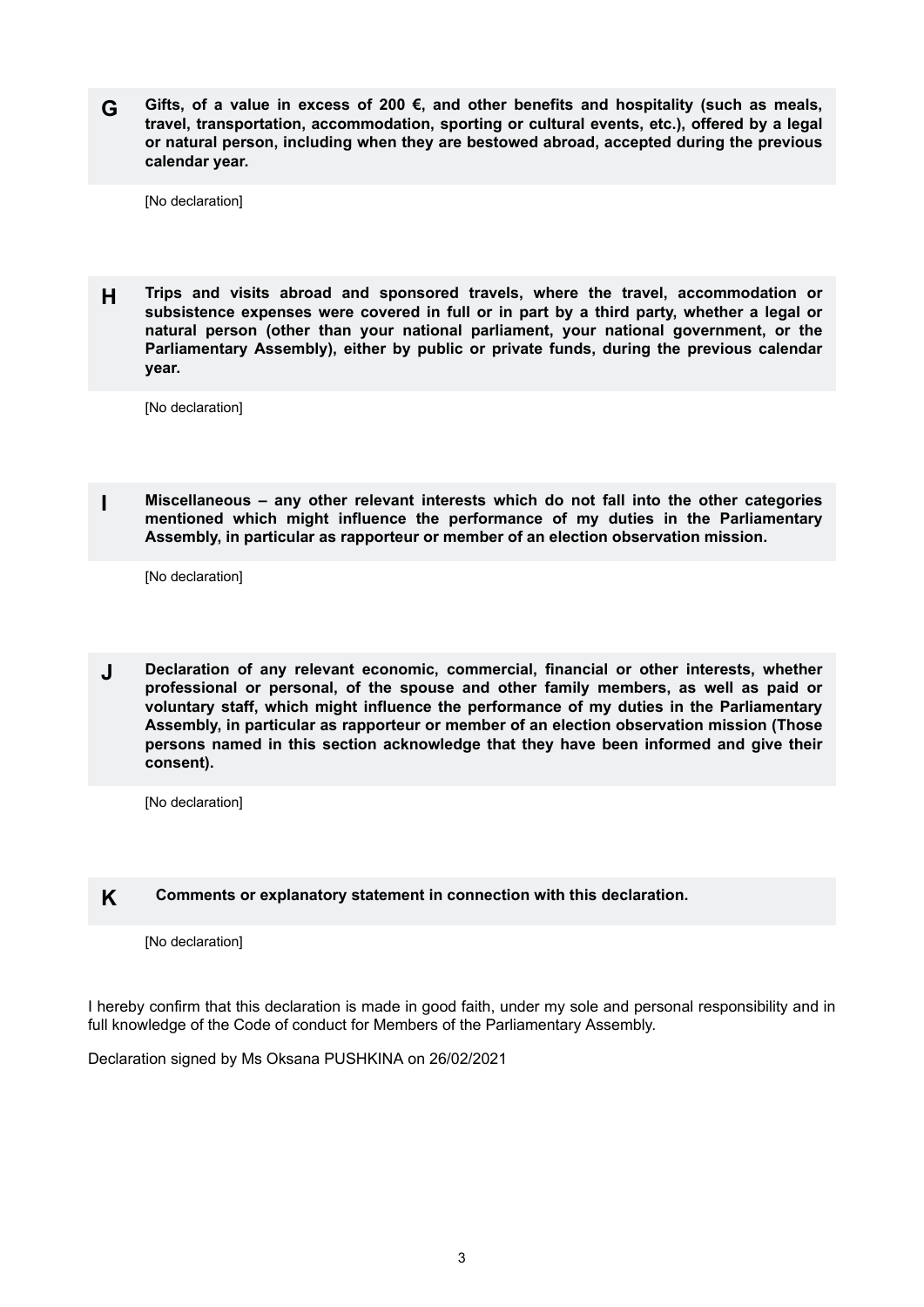**G** **Gifts, of a value in excess of 200 €, and other benefits and hospitality (such as meals, travel, transportation, accommodation, sporting or cultural events, etc.), offered by a legal or natural person, including when they are bestowed abroad, accepted during the previous calendar year.**

[No declaration]

**H** **Trips and visits abroad and sponsored travels, where the travel, accommodation or subsistence expenses were covered in full or in part by a third party, whether a legal or natural person (other than your national parliament, your national government, or the Parliamentary Assembly), either by public or private funds, during the previous calendar year.**

[No declaration]

**I** **Miscellaneous – any other relevant interests which do not fall into the other categories mentioned which might influence the performance of my duties in the Parliamentary Assembly, in particular as rapporteur or member of an election observation mission.**

[No declaration]

**J** **Declaration of any relevant economic, commercial, financial or other interests, whether professional or personal, of the spouse and other family members, as well as paid or voluntary staff, which might influence the performance of my duties in the Parliamentary Assembly, in particular as rapporteur or member of an election observation mission (Those persons named in this section acknowledge that they have been informed and give their consent).**

[No declaration]

**K** **Comments or explanatory statement in connection with this declaration.**

[No declaration]

I hereby confirm that this declaration is made in good faith, under my sole and personal responsibility and in full knowledge of the Code of conduct for Members of the Parliamentary Assembly.

Declaration signed by Ms Oksana PUSHKINA on 26/02/2021